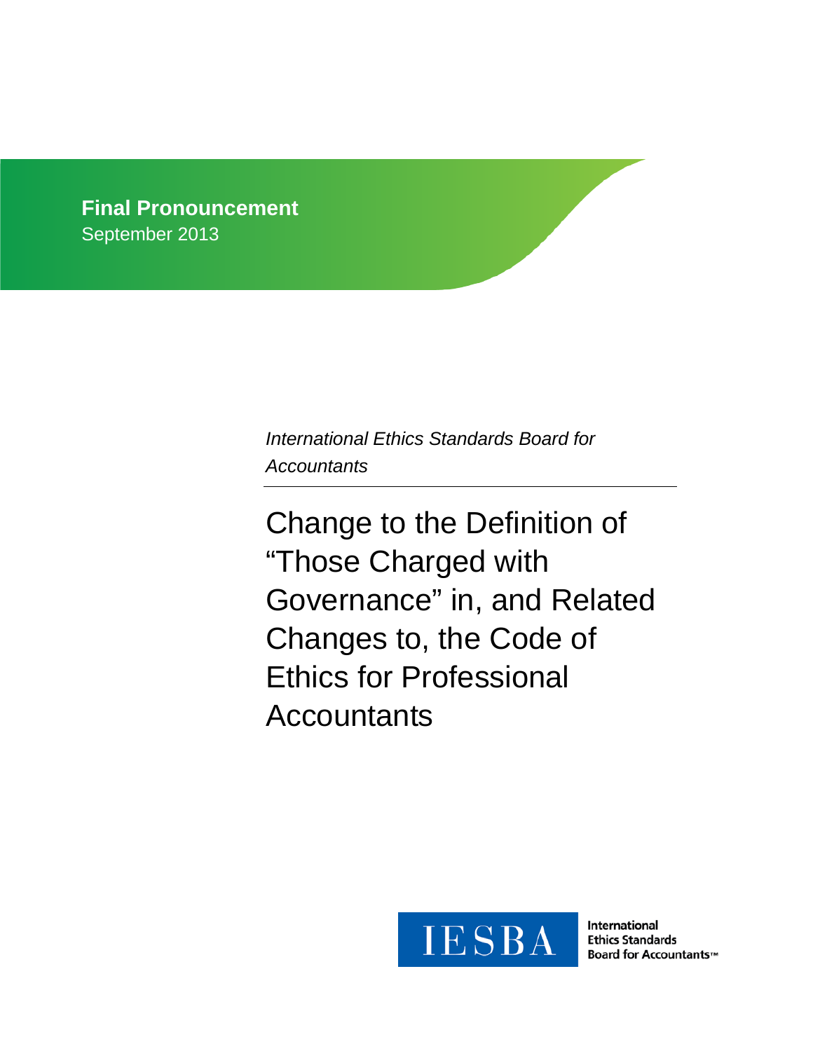**Final Pronouncement**
September 2013

*International Ethics Standards Board for Accountants*

# Change to the Definition of "Those Charged with Governance" in, and Related Changes to, the Code of Ethics for Professional Accountants

IESBA International Ethics Standards Board for Accountants™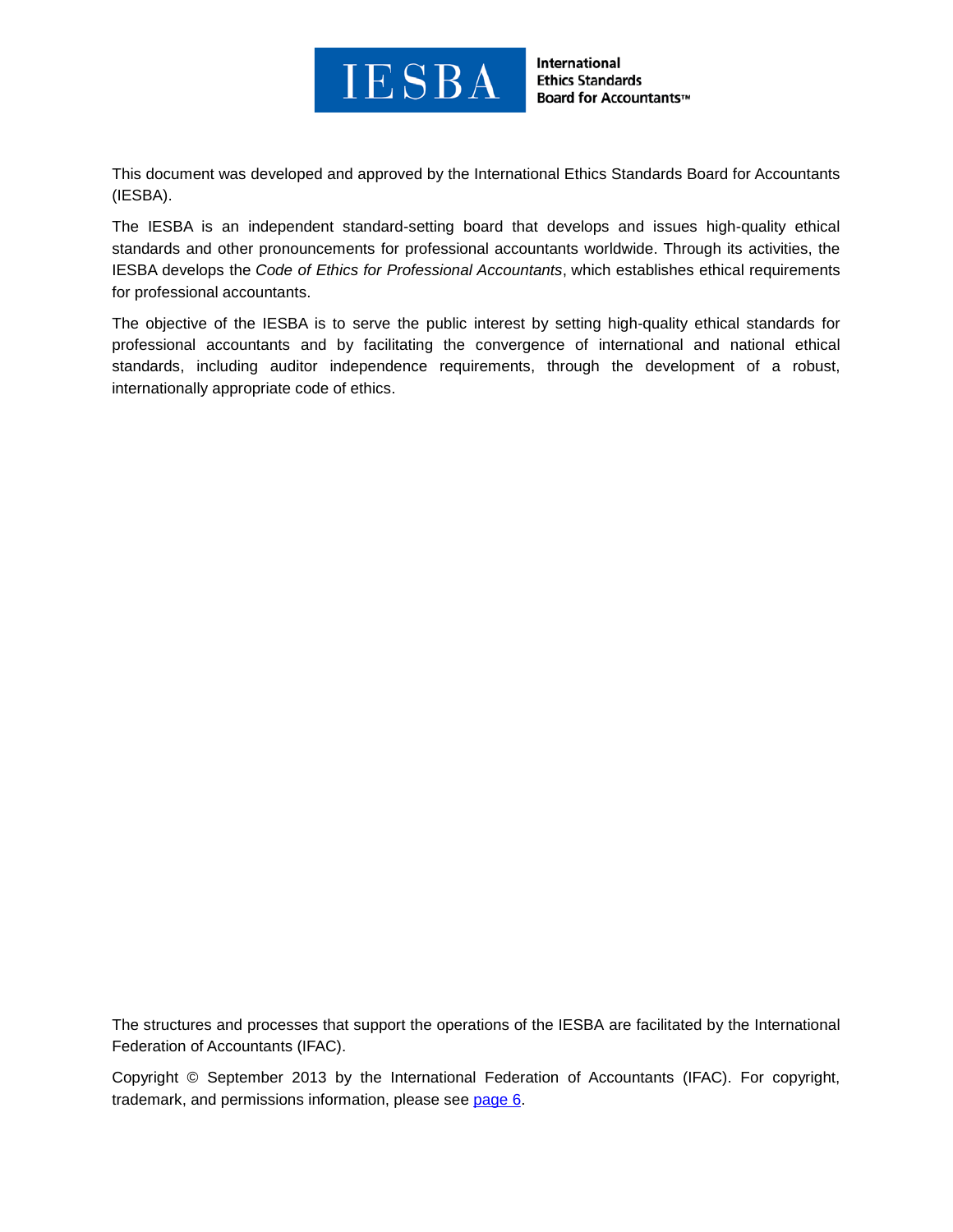IESBA International Ethics Standards Board for Accountants™

This document was developed and approved by the International Ethics Standards Board for Accountants (IESBA).

The IESBA is an independent standard-setting board that develops and issues high-quality ethical standards and other pronouncements for professional accountants worldwide. Through its activities, the IESBA develops the *Code of Ethics for Professional Accountants*, which establishes ethical requirements for professional accountants.

The objective of the IESBA is to serve the public interest by setting high-quality ethical standards for professional accountants and by facilitating the convergence of international and national ethical standards, including auditor independence requirements, through the development of a robust, internationally appropriate code of ethics.

The structures and processes that support the operations of the IESBA are facilitated by the International Federation of Accountants (IFAC).

Copyright © September 2013 by the International Federation of Accountants (IFAC). For copyright, trademark, and permissions information, please see page 6.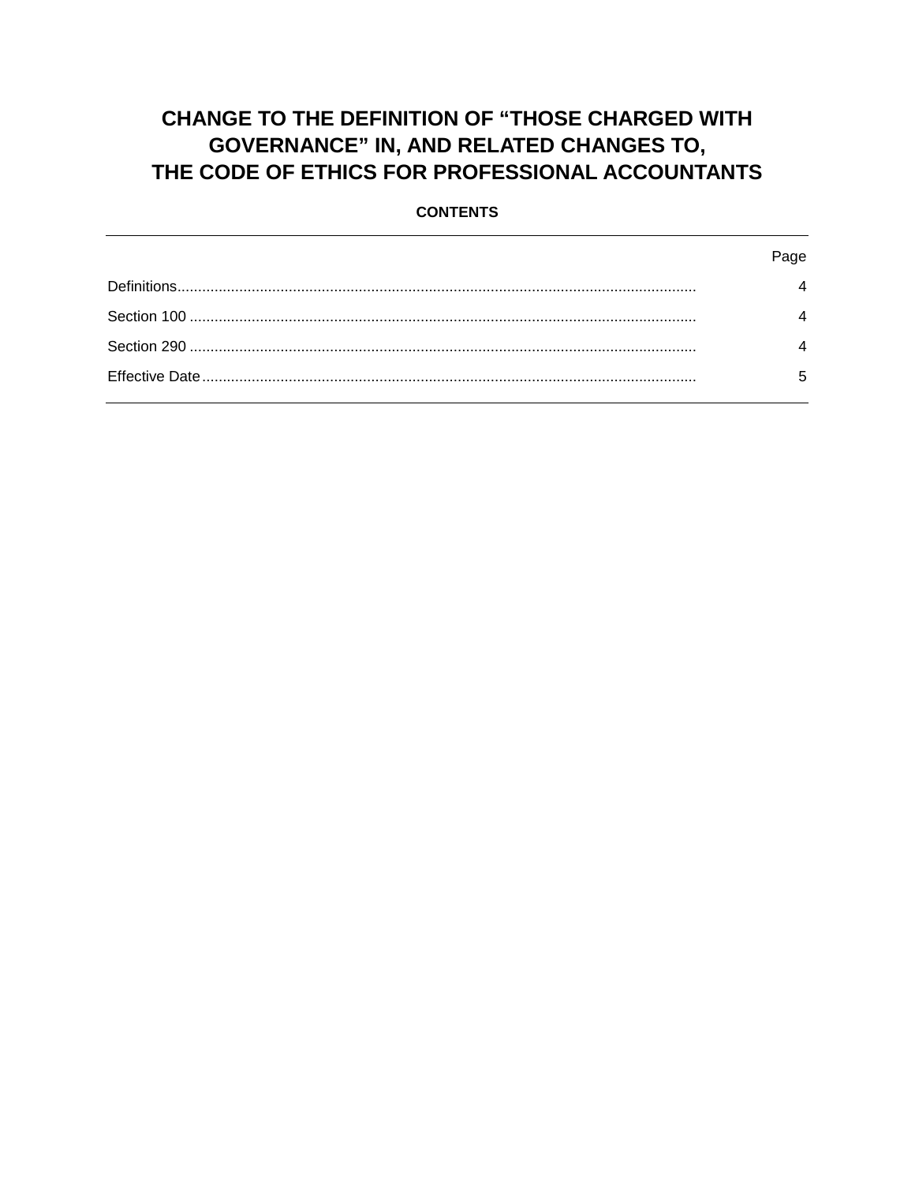# CHANGE TO THE DEFINITION OF "THOSE CHARGED WITH GOVERNANCE" IN, AND RELATED CHANGES TO, THE CODE OF ETHICS FOR PROFESSIONAL ACCOUNTANTS

**CONTENTS**

| | Page |
|---|---|
| Definitions | 4 |
| Section 100 | 4 |
| Section 290 | 4 |
| Effective Date | 5 |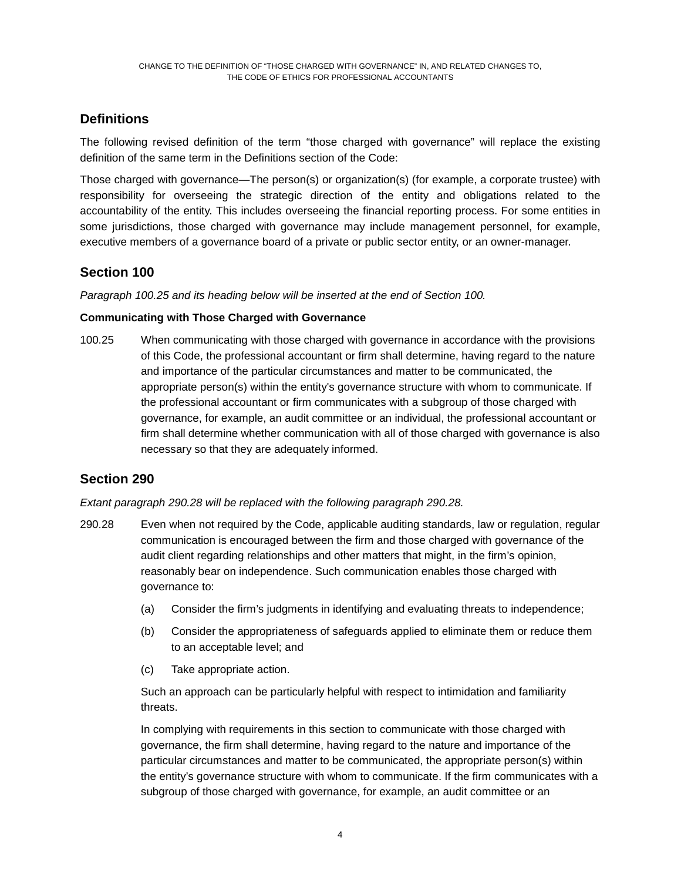## Definitions

The following revised definition of the term "those charged with governance" will replace the existing definition of the same term in the Definitions section of the Code:

Those charged with governance—The person(s) or organization(s) (for example, a corporate trustee) with responsibility for overseeing the strategic direction of the entity and obligations related to the accountability of the entity. This includes overseeing the financial reporting process. For some entities in some jurisdictions, those charged with governance may include management personnel, for example, executive members of a governance board of a private or public sector entity, or an owner-manager.

## Section 100

*Paragraph 100.25 and its heading below will be inserted at the end of Section 100.*

**Communicating with Those Charged with Governance**

100.25 When communicating with those charged with governance in accordance with the provisions of this Code, the professional accountant or firm shall determine, having regard to the nature and importance of the particular circumstances and matter to be communicated, the appropriate person(s) within the entity's governance structure with whom to communicate. If the professional accountant or firm communicates with a subgroup of those charged with governance, for example, an audit committee or an individual, the professional accountant or firm shall determine whether communication with all of those charged with governance is also necessary so that they are adequately informed.

## Section 290

*Extant paragraph 290.28 will be replaced with the following paragraph 290.28.*

290.28 Even when not required by the Code, applicable auditing standards, law or regulation, regular communication is encouraged between the firm and those charged with governance of the audit client regarding relationships and other matters that might, in the firm's opinion, reasonably bear on independence. Such communication enables those charged with governance to:

(a) Consider the firm's judgments in identifying and evaluating threats to independence;

(b) Consider the appropriateness of safeguards applied to eliminate them or reduce them to an acceptable level; and

(c) Take appropriate action.

Such an approach can be particularly helpful with respect to intimidation and familiarity threats.

In complying with requirements in this section to communicate with those charged with governance, the firm shall determine, having regard to the nature and importance of the particular circumstances and matter to be communicated, the appropriate person(s) within the entity's governance structure with whom to communicate. If the firm communicates with a subgroup of those charged with governance, for example, an audit committee or an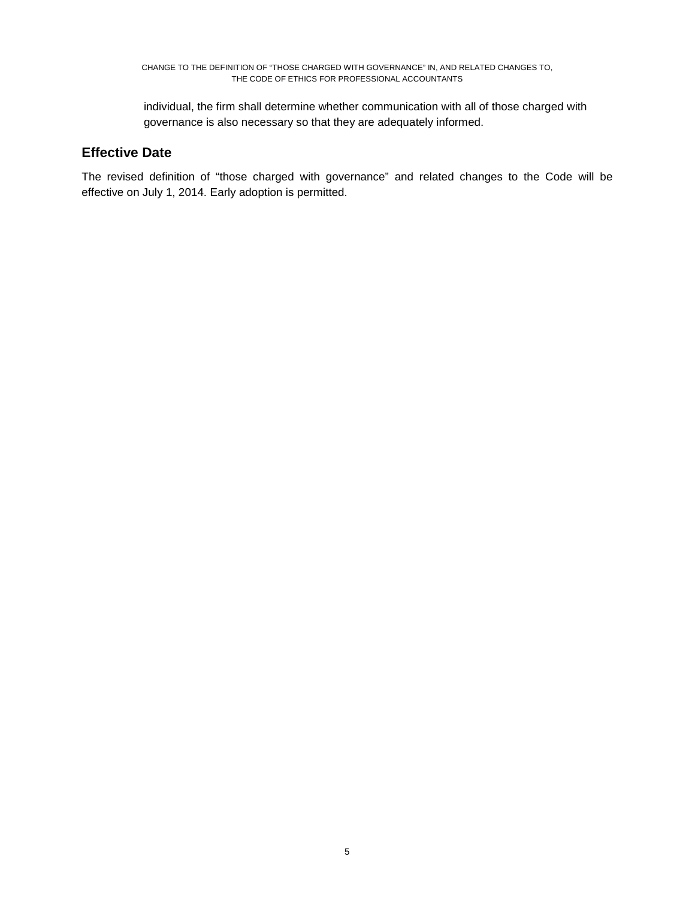individual, the firm shall determine whether communication with all of those charged with governance is also necessary so that they are adequately informed.

## Effective Date

The revised definition of "those charged with governance" and related changes to the Code will be effective on July 1, 2014. Early adoption is permitted.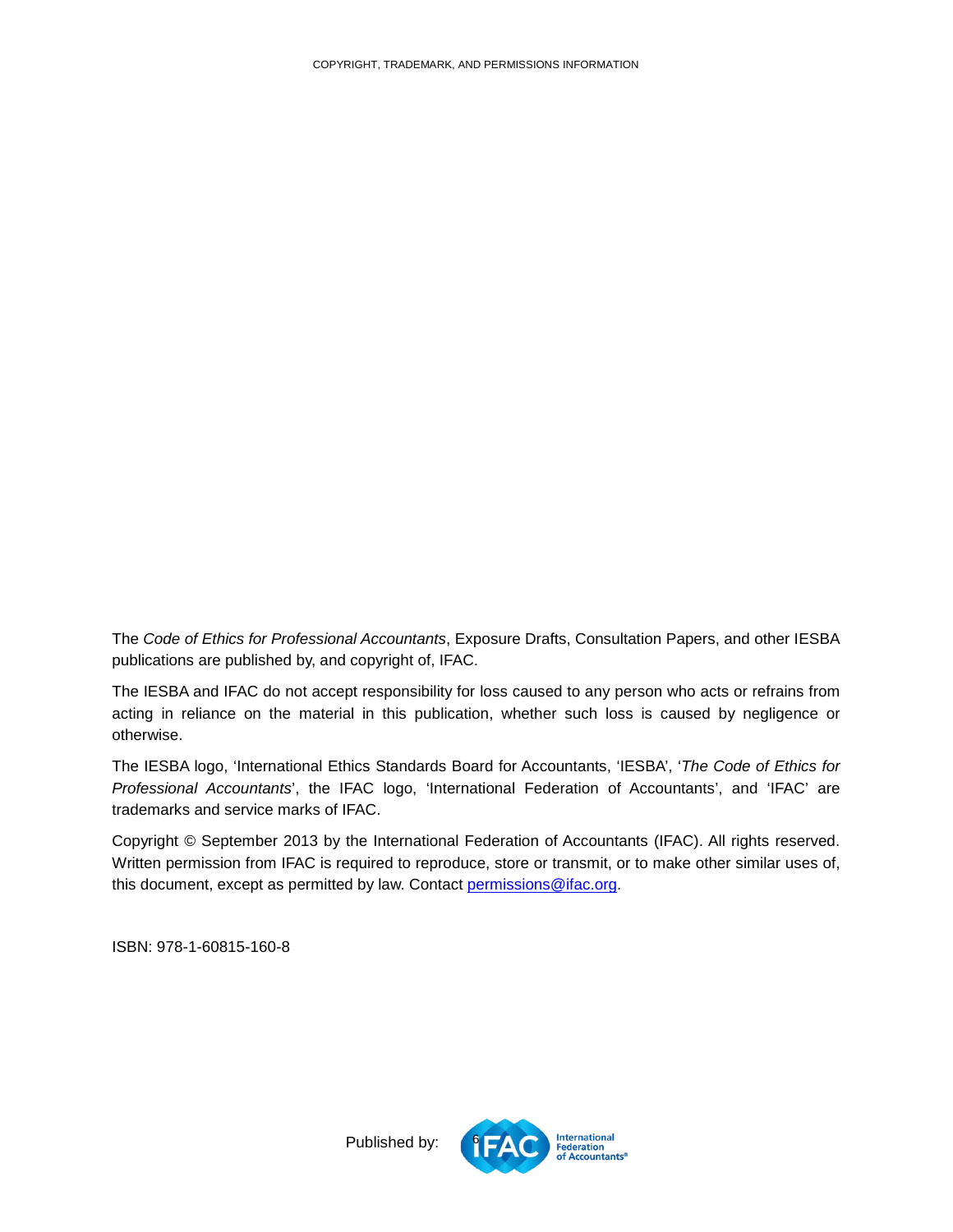COPYRIGHT, TRADEMARK, AND PERMISSIONS INFORMATION

The *Code of Ethics for Professional Accountants*, Exposure Drafts, Consultation Papers, and other IESBA publications are published by, and copyright of, IFAC.

The IESBA and IFAC do not accept responsibility for loss caused to any person who acts or refrains from acting in reliance on the material in this publication, whether such loss is caused by negligence or otherwise.

The IESBA logo, 'International Ethics Standards Board for Accountants, 'IESBA', '*The Code of Ethics for Professional Accountants*', the IFAC logo, 'International Federation of Accountants', and 'IFAC' are trademarks and service marks of IFAC.

Copyright © September 2013 by the International Federation of Accountants (IFAC). All rights reserved. Written permission from IFAC is required to reproduce, store or transmit, or to make other similar uses of, this document, except as permitted by law. Contact permissions@ifac.org.

ISBN: 978-1-60815-160-8

Published by: IFAC International Federation of Accountants®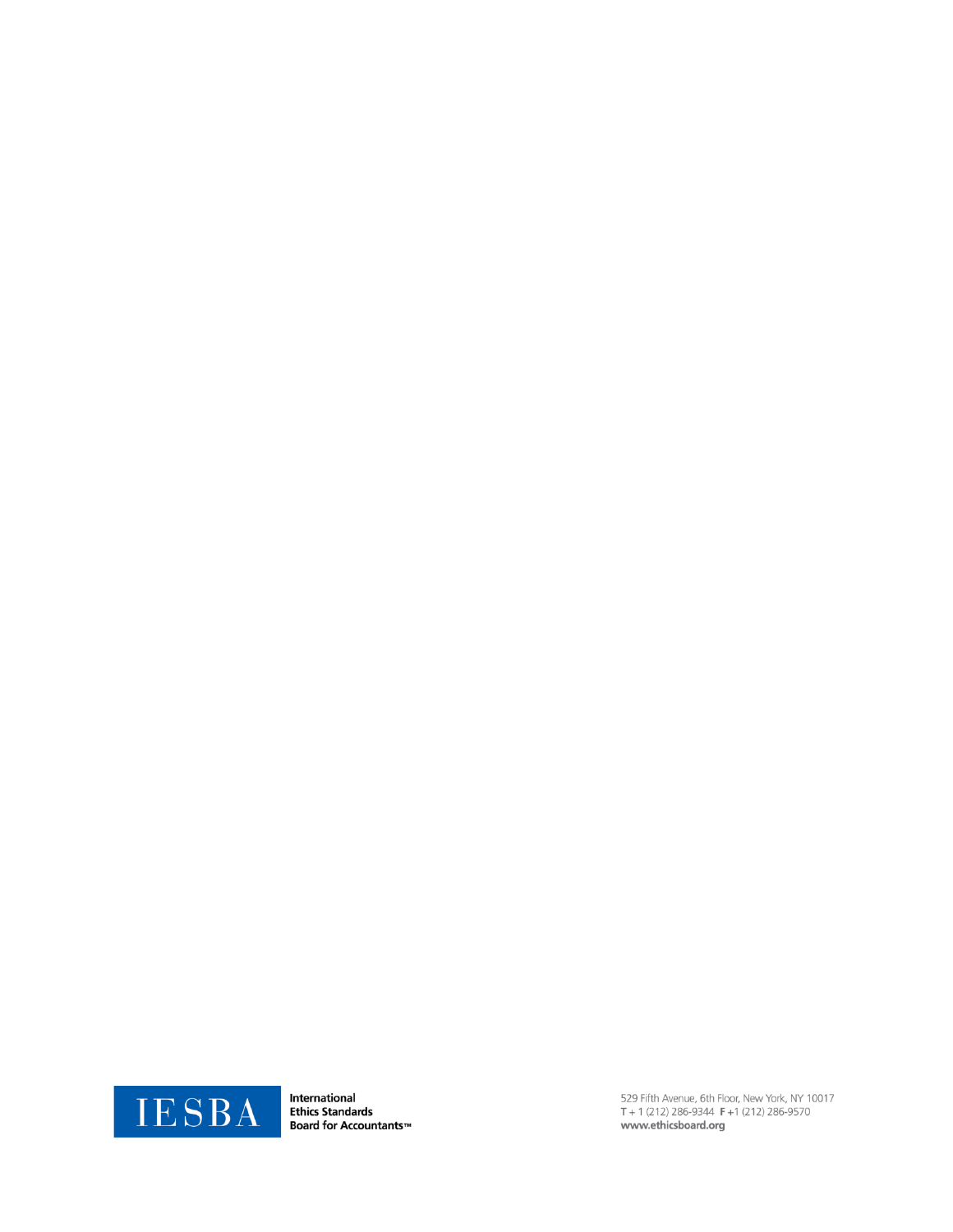IESBA

International
Ethics Standards
Board for Accountants™

529 Fifth Avenue, 6th Floor, New York, NY 10017
T + 1 (212) 286-9344 F +1 (212) 286-9570
www.ethicsboard.org